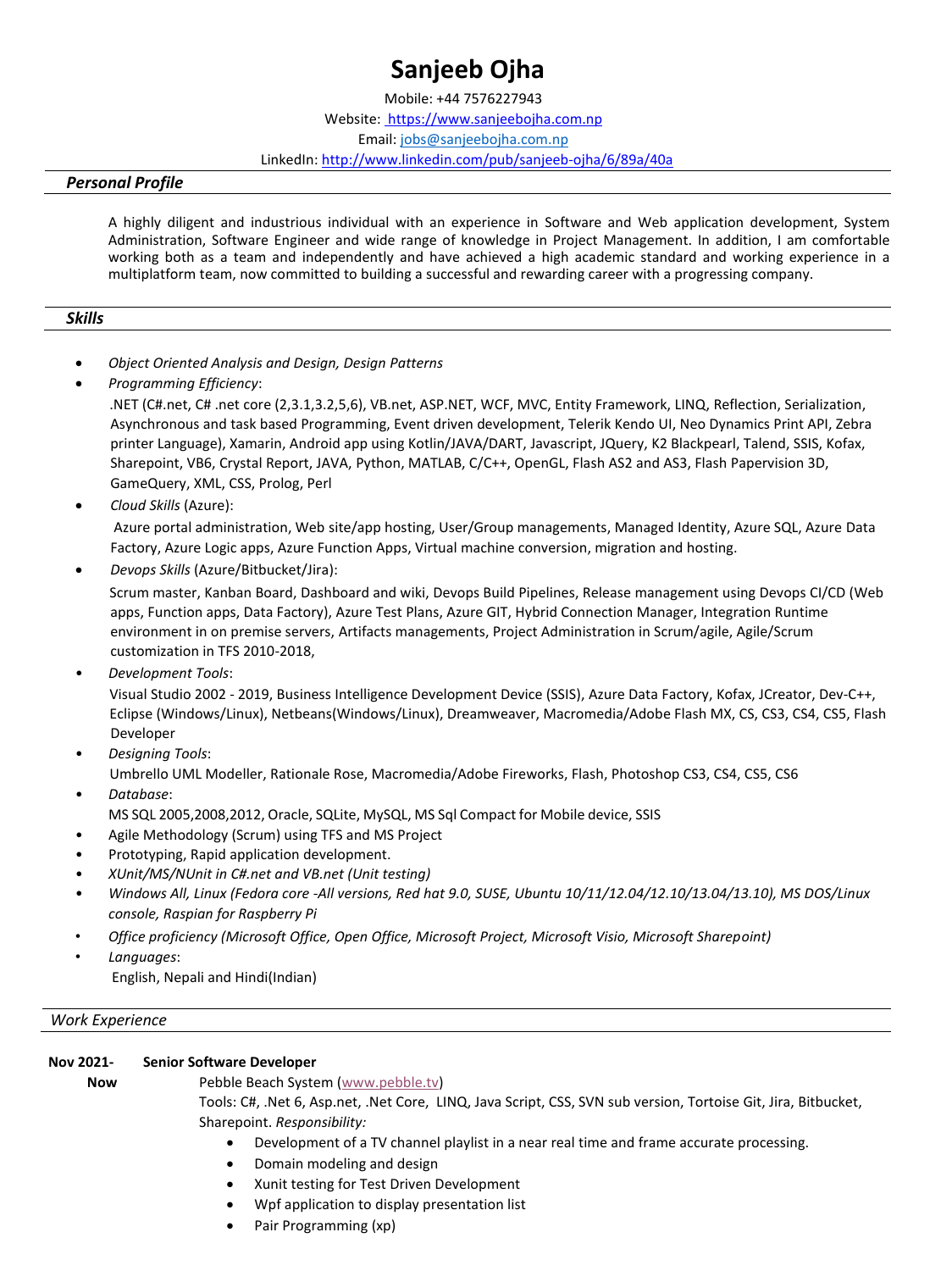# Sanjeeb Ojha

Mobile: +44 7576227943

Website: [https://www.sanjeebojha.com.np](https://www.sanjeebojha.com.np)

Email: [jobs@sanjeebojha.com.np](mailto:jobs@sanjeebojha.com.np)

LinkedIn: [http://www.linkedin.com/pub/sanjeeb-ojha/6/89a/40a](http://www.linkedin.com/pub/sanjeeb-ojha/6/89a/40a)

## *Personal Profile*

A highly diligent and industrious individual with an experience in Software and Web application development, System Administration, Software Engineer and wide range of knowledge in Project Management. In addition, I am comfortable working both as a team and independently and have achieved a high academic standard and working experience in a multiplatform team, now committed to building a successful and rewarding career with a progressing company.

## *Skills*

- *Object Oriented Analysis and Design, Design Patterns*
- *Programming Efficiency*:
  .NET (C#.net, C# .net core (2,3.1,3.2,5,6), VB.net, ASP.NET, WCF, MVC, Entity Framework, LINQ, Reflection, Serialization, Asynchronous and task based Programming, Event driven development, Telerik Kendo UI, Neo Dynamics Print API, Zebra printer Language), Xamarin, Android app using Kotlin/JAVA/DART, Javascript, JQuery, K2 Blackpearl, Talend, SSIS, Kofax, Sharepoint, VB6, Crystal Report, JAVA, Python, MATLAB, C/C++, OpenGL, Flash AS2 and AS3, Flash Papervision 3D, GameQuery, XML, CSS, Prolog, Perl
- *Cloud Skills* (Azure):
  Azure portal administration, Web site/app hosting, User/Group managements, Managed Identity, Azure SQL, Azure Data Factory, Azure Logic apps, Azure Function Apps, Virtual machine conversion, migration and hosting.
- *Devops Skills* (Azure/Bitbucket/Jira):
  Scrum master, Kanban Board, Dashboard and wiki, Devops Build Pipelines, Release management using Devops CI/CD (Web apps, Function apps, Data Factory), Azure Test Plans, Azure GIT, Hybrid Connection Manager, Integration Runtime environment in on premise servers, Artifacts managements, Project Administration in Scrum/agile, Agile/Scrum customization in TFS 2010-2018,
- *Development Tools*:
  Visual Studio 2002 - 2019, Business Intelligence Development Device (SSIS), Azure Data Factory, Kofax, JCreator, Dev-C++, Eclipse (Windows/Linux), Netbeans(Windows/Linux), Dreamweaver, Macromedia/Adobe Flash MX, CS, CS3, CS4, CS5, Flash Developer
- *Designing Tools*:
  Umbrello UML Modeller, Rationale Rose, Macromedia/Adobe Fireworks, Flash, Photoshop CS3, CS4, CS5, CS6
- *Database*:
  MS SQL 2005,2008,2012, Oracle, SQLite, MySQL, MS Sql Compact for Mobile device, SSIS
- Agile Methodology (Scrum) using TFS and MS Project
- Prototyping, Rapid application development.
- *XUnit/MS/NUnit in C#.net and VB.net (Unit testing)*
- *Windows All, Linux (Fedora core -All versions, Red hat 9.0, SUSE, Ubuntu 10/11/12.04/12.10/13.04/13.10), MS DOS/Linux console, Raspian for Raspberry Pi*
- *Office proficiency (Microsoft Office, Open Office, Microsoft Project, Microsoft Visio, Microsoft Sharepoint)*
- *Languages*:
  English, Nepali and Hindi(Indian)

## *Work Experience*

**Nov 2021- Now** **Senior Software Developer**

Pebble Beach System ([www.pebble.tv](http://www.pebble.tv))

Tools: C#, .Net 6, Asp.net, .Net Core, LINQ, Java Script, CSS, SVN sub version, Tortoise Git, Jira, Bitbucket, Sharepoint. *Responsibility:*

- Development of a TV channel playlist in a near real time and frame accurate processing.
- Domain modeling and design
- Xunit testing for Test Driven Development
- Wpf application to display presentation list
- Pair Programming (xp)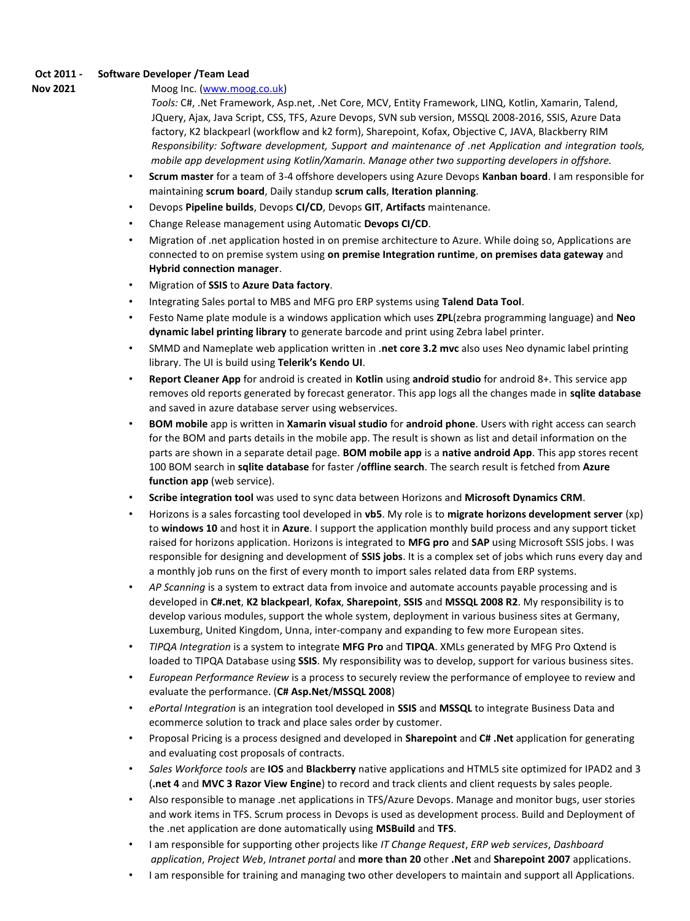**Oct 2011 - Nov 2021** **Software Developer /Team Lead**

Moog Inc. ([www.moog.co.uk](www.moog.co.uk))

*Tools:* C#, .Net Framework, Asp.net, .Net Core, MCV, Entity Framework, LINQ, Kotlin, Xamarin, Talend, JQuery, Ajax, Java Script, CSS, TFS, Azure Devops, SVN sub version, MSSQL 2008-2016, SSIS, Azure Data factory, K2 blackpearl (workflow and k2 form), Sharepoint, Kofax, Objective C, JAVA, Blackberry RIM

*Responsibility: Software development, Support and maintenance of .net Application and integration tools, mobile app development using Kotlin/Xamarin. Manage other two supporting developers in offshore.*

- **Scrum master** for a team of 3-4 offshore developers using Azure Devops **Kanban board**. I am responsible for maintaining **scrum board**, Daily standup **scrum calls**, **Iteration planning**.
- Devops **Pipeline builds**, Devops **CI/CD**, Devops **GIT**, **Artifacts** maintenance.
- Change Release management using Automatic **Devops CI/CD**.
- Migration of .net application hosted in on premise architecture to Azure. While doing so, Applications are connected to on premise system using **on premise Integration runtime**, **on premises data gateway** and **Hybrid connection manager**.
- Migration of **SSIS** to **Azure Data factory**.
- Integrating Sales portal to MBS and MFG pro ERP systems using **Talend Data Tool**.
- Festo Name plate module is a windows application which uses **ZPL**(zebra programming language) and **Neo dynamic label printing library** to generate barcode and print using Zebra label printer.
- SMMD and Nameplate web application written in .**net core 3.2 mvc** also uses Neo dynamic label printing library. The UI is build using **Telerik's Kendo UI**.
- **Report Cleaner App** for android is created in **Kotlin** using **android studio** for android 8+. This service app removes old reports generated by forecast generator. This app logs all the changes made in **sqlite database** and saved in azure database server using webservices.
- **BOM mobile** app is written in **Xamarin visual studio** for **android phone**. Users with right access can search for the BOM and parts details in the mobile app. The result is shown as list and detail information on the parts are shown in a separate detail page. **BOM mobile app** is a **native android App**. This app stores recent 100 BOM search in **sqlite database** for faster /**offline search**. The search result is fetched from **Azure function app** (web service).
- **Scribe integration tool** was used to sync data between Horizons and **Microsoft Dynamics CRM**.
- Horizons is a sales forcasting tool developed in **vb5**. My role is to **migrate horizons development server** (xp) to **windows 10** and host it in **Azure**. I support the application monthly build process and any support ticket raised for horizons application. Horizons is integrated to **MFG pro** and **SAP** using Microsoft SSIS jobs. I was responsible for designing and development of **SSIS jobs**. It is a complex set of jobs which runs every day and a monthly job runs on the first of every month to import sales related data from ERP systems.
- *AP Scanning* is a system to extract data from invoice and automate accounts payable processing and is developed in **C#.net**, **K2 blackpearl**, **Kofax**, **Sharepoint**, **SSIS** and **MSSQL 2008 R2**. My responsibility is to develop various modules, support the whole system, deployment in various business sites at Germany, Luxemburg, United Kingdom, Unna, inter-company and expanding to few more European sites.
- *TIPQA Integration* is a system to integrate **MFG Pro** and **TIPQA**. XMLs generated by MFG Pro Qxtend is loaded to TIPQA Database using **SSIS**. My responsibility was to develop, support for various business sites.
- *European Performance Review* is a process to securely review the performance of employee to review and evaluate the performance. (**C# Asp.Net**/**MSSQL 2008**)
- *ePortal Integration* is an integration tool developed in **SSIS** and **MSSQL** to integrate Business Data and ecommerce solution to track and place sales order by customer.
- Proposal Pricing is a process designed and developed in **Sharepoint** and **C# .Net** application for generating and evaluating cost proposals of contracts.
- *Sales Workforce tools* are **IOS** and **Blackberry** native applications and HTML5 site optimized for IPAD2 and 3 (**.net 4** and **MVC 3 Razor View Engine**) to record and track clients and client requests by sales people.
- Also responsible to manage .net applications in TFS/Azure Devops. Manage and monitor bugs, user stories and work items in TFS. Scrum process in Devops is used as development process. Build and Deployment of the .net application are done automatically using **MSBuild** and **TFS**.
- I am responsible for supporting other projects like *IT Change Request*, *ERP web services*, *Dashboard application*, *Project Web*, *Intranet portal* and **more than 20** other **.Net** and **Sharepoint 2007** applications.
- I am responsible for training and managing two other developers to maintain and support all Applications.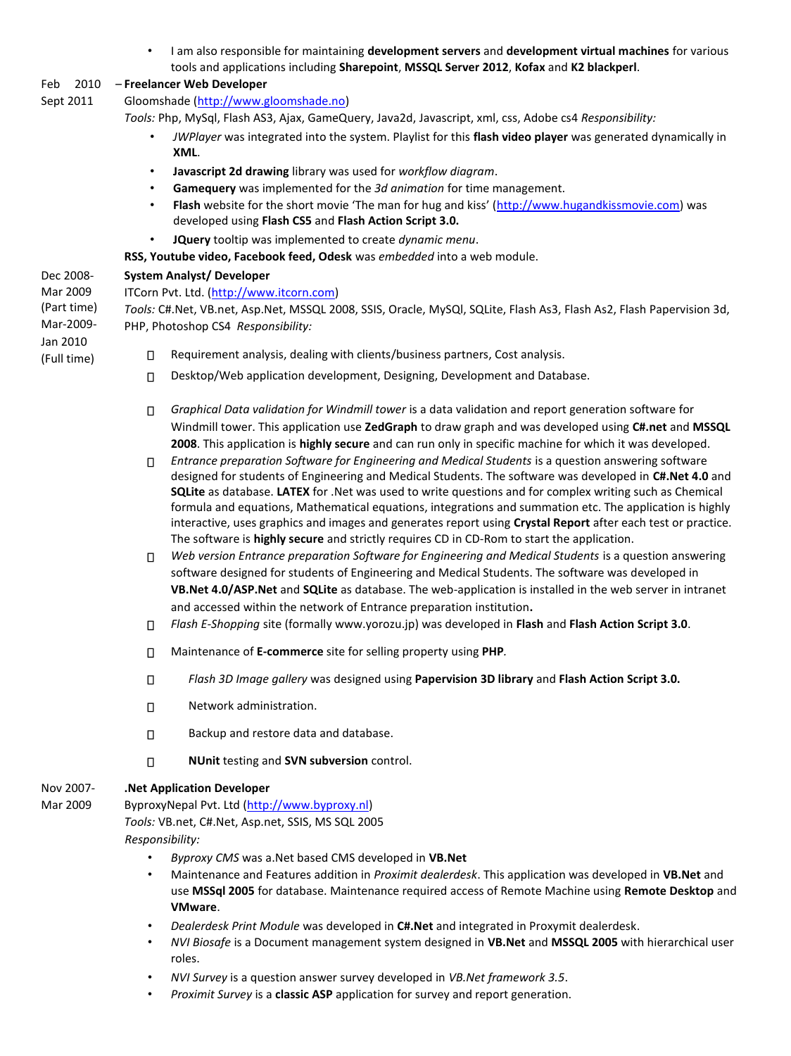- I am also responsible for maintaining **development servers** and **development virtual machines** for various tools and applications including **Sharepoint**, **MSSQL Server 2012**, **Kofax** and **K2 blackperl**.

Feb 2010 – Sept 2011 – **Freelancer Web Developer**

Gloomshade (http://www.gloomshade.no)

*Tools:* Php, MySql, Flash AS3, Ajax, GameQuery, Java2d, Javascript, xml, css, Adobe cs4 *Responsibility:*

- *JWPlayer* was integrated into the system. Playlist for this **flash video player** was generated dynamically in **XML**.
- **Javascript 2d drawing** library was used for *workflow diagram*.
- **Gamequery** was implemented for the *3d animation* for time management.
- **Flash** website for the short movie 'The man for hug and kiss' (http://www.hugandkissmovie.com) was developed using **Flash CS5** and **Flash Action Script 3.0.**
- **JQuery** tooltip was implemented to create *dynamic menu*.

**RSS, Youtube video, Facebook feed, Odesk** was *embedded* into a web module.

Dec 2008- Mar 2009 (Part time) Mar-2009- Jan 2010 (Full time)

**System Analyst/ Developer**

ITCorn Pvt. Ltd. (http://www.itcorn.com)

*Tools:* C#.Net, VB.net, Asp.Net, MSSQL 2008, SSIS, Oracle, MySQl, SQLite, Flash As3, Flash As2, Flash Papervision 3d, PHP, Photoshop CS4 *Responsibility:*

- Requirement analysis, dealing with clients/business partners, Cost analysis.
- Desktop/Web application development, Designing, Development and Database.
- *Graphical Data validation for Windmill tower* is a data validation and report generation software for Windmill tower. This application use **ZedGraph** to draw graph and was developed using **C#.net** and **MSSQL 2008**. This application is **highly secure** and can run only in specific machine for which it was developed.
- *Entrance preparation Software for Engineering and Medical Students* is a question answering software designed for students of Engineering and Medical Students. The software was developed in **C#.Net 4.0** and **SQLite** as database. **LATEX** for .Net was used to write questions and for complex writing such as Chemical formula and equations, Mathematical equations, integrations and summation etc. The application is highly interactive, uses graphics and images and generates report using **Crystal Report** after each test or practice. The software is **highly secure** and strictly requires CD in CD-Rom to start the application.
- *Web version Entrance preparation Software for Engineering and Medical Students* is a question answering software designed for students of Engineering and Medical Students. The software was developed in **VB.Net 4.0/ASP.Net** and **SQLite** as database. The web-application is installed in the web server in intranet and accessed within the network of Entrance preparation institution**.**
- *Flash E-Shopping* site (formally www.yorozu.jp) was developed in **Flash** and **Flash Action Script 3.0**.
- Maintenance of **E-commerce** site for selling property using **PHP**.
- *Flash 3D Image gallery* was designed using **Papervision 3D library** and **Flash Action Script 3.0.**
- Network administration.
- Backup and restore data and database.
- **NUnit** testing and **SVN subversion** control.

Nov 2007- Mar 2009

**.Net Application Developer**

ByproxyNepal Pvt. Ltd (http://www.byproxy.nl)

*Tools:* VB.net, C#.Net, Asp.net, SSIS, MS SQL 2005

*Responsibility:*

- *Byproxy CMS* was a.Net based CMS developed in **VB.Net**
- Maintenance and Features addition in *Proximit dealerdesk*. This application was developed in **VB.Net** and use **MSSql 2005** for database. Maintenance required access of Remote Machine using **Remote Desktop** and **VMware**.
- *Dealerdesk Print Module* was developed in **C#.Net** and integrated in Proxymit dealerdesk.
- *NVI Biosafe* is a Document management system designed in **VB.Net** and **MSSQL 2005** with hierarchical user roles.
- *NVI Survey* is a question answer survey developed in *VB.Net framework 3.5*.
- *Proximit Survey* is a **classic ASP** application for survey and report generation.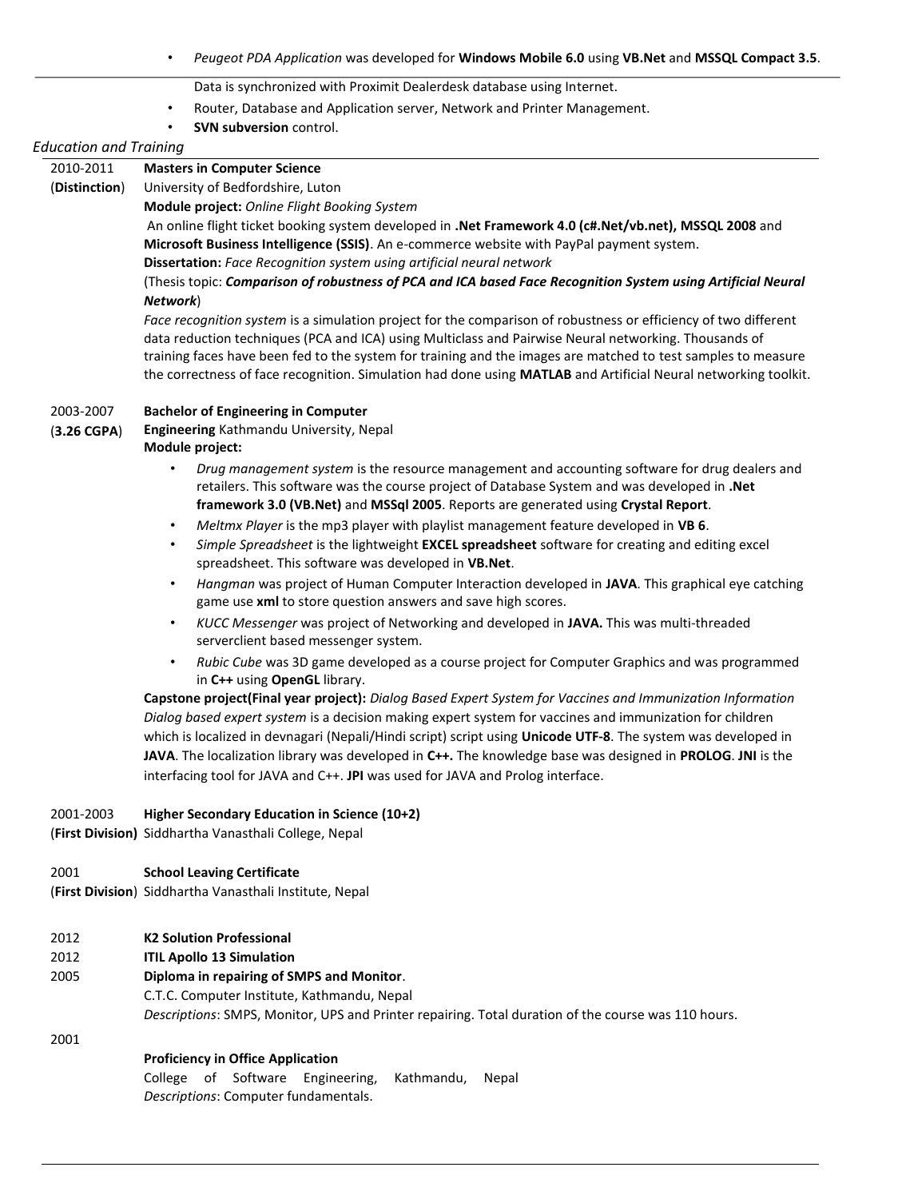- *Peugeot PDA Application* was developed for **Windows Mobile 6.0** using **VB.Net** and **MSSQL Compact 3.5**. Data is synchronized with Proximit Dealerdesk database using Internet.
- Router, Database and Application server, Network and Printer Management.
- **SVN subversion** control.

## *Education and Training*

2010-2011 (**Distinction**) **Masters in Computer Science**
University of Bedfordshire, Luton
**Module project:** *Online Flight Booking System*
An online flight ticket booking system developed in **.Net Framework 4.0 (c#.Net/vb.net), MSSQL 2008** and **Microsoft Business Intelligence (SSIS)**. An e-commerce website with PayPal payment system.
**Dissertation:** *Face Recognition system using artificial neural network*
(Thesis topic: ***Comparison of robustness of PCA and ICA based Face Recognition System using Artificial Neural Network***)
*Face recognition system* is a simulation project for the comparison of robustness or efficiency of two different data reduction techniques (PCA and ICA) using Multiclass and Pairwise Neural networking. Thousands of training faces have been fed to the system for training and the images are matched to test samples to measure the correctness of face recognition. Simulation had done using **MATLAB** and Artificial Neural networking toolkit.

2003-2007 (**3.26 CGPA**) **Bachelor of Engineering in Computer Engineering** Kathmandu University, Nepal
**Module project:**

- *Drug management system* is the resource management and accounting software for drug dealers and retailers. This software was the course project of Database System and was developed in **.Net framework 3.0 (VB.Net)** and **MSSql 2005**. Reports are generated using **Crystal Report**.
- *Meltmx Player* is the mp3 player with playlist management feature developed in **VB 6**.
- *Simple Spreadsheet* is the lightweight **EXCEL spreadsheet** software for creating and editing excel spreadsheet. This software was developed in **VB.Net**.
- *Hangman* was project of Human Computer Interaction developed in **JAVA**. This graphical eye catching game use **xml** to store question answers and save high scores.
- *KUCC Messenger* was project of Networking and developed in **JAVA.** This was multi-threaded serverclient based messenger system.
- *Rubic Cube* was 3D game developed as a course project for Computer Graphics and was programmed in **C++** using **OpenGL** library.

**Capstone project(Final year project):** *Dialog Based Expert System for Vaccines and Immunization Information*
*Dialog based expert system* is a decision making expert system for vaccines and immunization for children which is localized in devnagari (Nepali/Hindi script) script using **Unicode UTF-8**. The system was developed in **JAVA**. The localization library was developed in **C++.** The knowledge base was designed in **PROLOG**. **JNI** is the interfacing tool for JAVA and C++. **JPI** was used for JAVA and Prolog interface.

2001-2003 (**First Division**) **Higher Secondary Education in Science (10+2)**
Siddhartha Vanasthali College, Nepal

2001 (**First Division**) **School Leaving Certificate**
Siddhartha Vanasthali Institute, Nepal

2012 **K2 Solution Professional**

2012 **ITIL Apollo 13 Simulation**

2005 **Diploma in repairing of SMPS and Monitor**.
C.T.C. Computer Institute, Kathmandu, Nepal
*Descriptions*: SMPS, Monitor, UPS and Printer repairing. Total duration of the course was 110 hours.

2001 **Proficiency in Office Application**
College of Software Engineering, Kathmandu, Nepal
*Descriptions*: Computer fundamentals.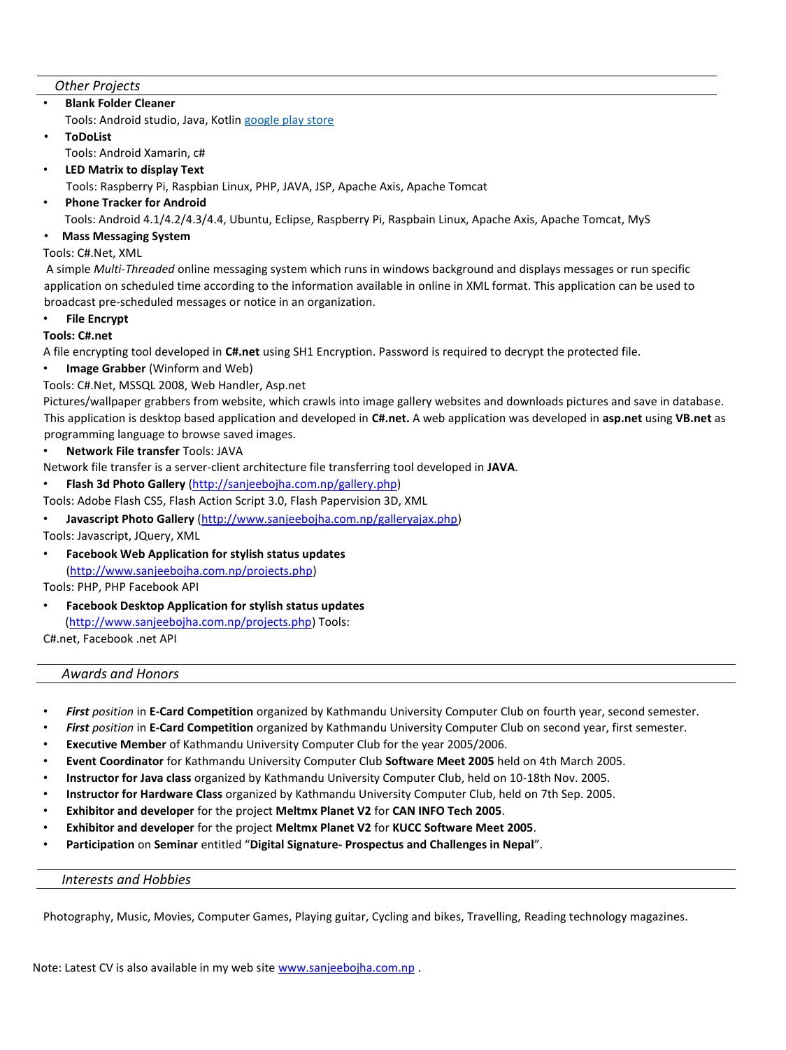## *Other Projects*

- **Blank Folder Cleaner**
  Tools: Android studio, Java, Kotlin [google play store]
- **ToDoList**
  Tools: Android Xamarin, c#
- **LED Matrix to display Text**
  Tools: Raspberry Pi, Raspbian Linux, PHP, JAVA, JSP, Apache Axis, Apache Tomcat
- **Phone Tracker for Android**
  Tools: Android 4.1/4.2/4.3/4.4, Ubuntu, Eclipse, Raspberry Pi, Raspbain Linux, Apache Axis, Apache Tomcat, MyS
- **Mass Messaging System**

Tools: C#.Net, XML

A simple *Multi-Threaded* online messaging system which runs in windows background and displays messages or run specific application on scheduled time according to the information available in online in XML format. This application can be used to broadcast pre-scheduled messages or notice in an organization.

- **File Encrypt**

**Tools: C#.net**

A file encrypting tool developed in **C#.net** using SH1 Encryption. Password is required to decrypt the protected file.

- **Image Grabber** (Winform and Web)

Tools: C#.Net, MSSQL 2008, Web Handler, Asp.net

Pictures/wallpaper grabbers from website, which crawls into image gallery websites and downloads pictures and save in database. This application is desktop based application and developed in **C#.net.** A web application was developed in **asp.net** using **VB.net** as programming language to browse saved images.

- **Network File transfer** Tools: JAVA

Network file transfer is a server-client architecture file transferring tool developed in **JAVA**.

- **Flash 3d Photo Gallery** (http://sanjeebojha.com.np/gallery.php)

Tools: Adobe Flash CS5, Flash Action Script 3.0, Flash Papervision 3D, XML

- **Javascript Photo Gallery** (http://www.sanjeebojha.com.np/galleryajax.php)

Tools: Javascript, JQuery, XML

- **Facebook Web Application for stylish status updates**
  (http://www.sanjeebojha.com.np/projects.php)

Tools: PHP, PHP Facebook API

- **Facebook Desktop Application for stylish status updates**
  (http://www.sanjeebojha.com.np/projects.php) Tools:

C#.net, Facebook .net API

## *Awards and Honors*

- ***First** position* in **E-Card Competition** organized by Kathmandu University Computer Club on fourth year, second semester.
- ***First** position* in **E-Card Competition** organized by Kathmandu University Computer Club on second year, first semester.
- **Executive Member** of Kathmandu University Computer Club for the year 2005/2006.
- **Event Coordinator** for Kathmandu University Computer Club **Software Meet 2005** held on 4th March 2005.
- **Instructor for Java class** organized by Kathmandu University Computer Club, held on 10-18th Nov. 2005.
- **Instructor for Hardware Class** organized by Kathmandu University Computer Club, held on 7th Sep. 2005.
- **Exhibitor and developer** for the project **Meltmx Planet V2** for **CAN INFO Tech 2005**.
- **Exhibitor and developer** for the project **Meltmx Planet V2** for **KUCC Software Meet 2005**.
- **Participation** on **Seminar** entitled "**Digital Signature- Prospectus and Challenges in Nepal**".

## *Interests and Hobbies*

Photography, Music, Movies, Computer Games, Playing guitar, Cycling and bikes, Travelling, Reading technology magazines.

Note: Latest CV is also available in my web site www.sanjeebojha.com.np .